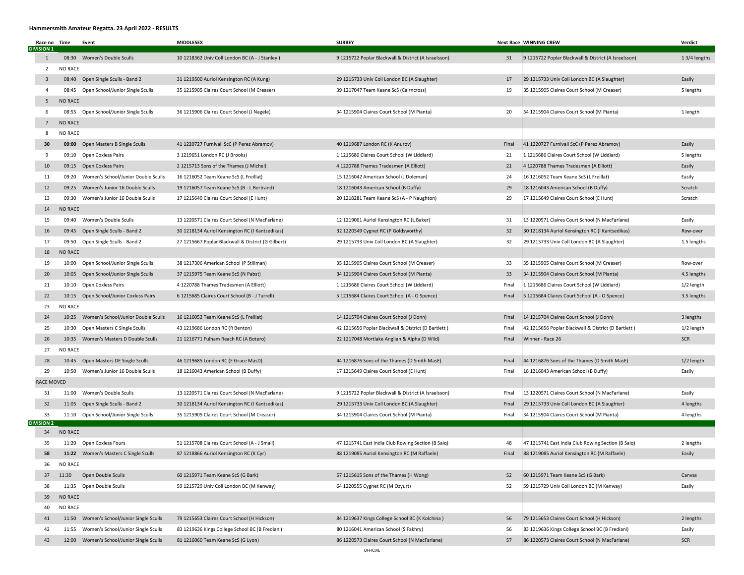**Hammersmith Amateur Regatta. 23 April 2022 - RESULTS**

| Race no | Time | Event | MIDDLESEX | SURREY | Next Race | WINNING CREW | Verdict |
|---|---|---|---|---|---|---|---|
| **DIVISION 1** | | | | | | | |
| 1 | 08:30 | Women's Double Sculls | 10 1218362 Univ Coll London BC (A - J Stanley ) | 9 1215722 Poplar Blackwall & District (A Israelsson) | 31 | 9 1215722 Poplar Blackwall & District (A Israelsson) | 1 3/4 lengths |
| 2 | NO RACE | | | | | | |
| 3 | 08:40 | Open Single Sculls - Band 2 | 31 1219500 Auriol Kensington RC (A Kung) | 29 1215733 Univ Coll London BC (A Slaughter) | 17 | 29 1215733 Univ Coll London BC (A Slaughter) | Easily |
| 4 | 08:45 | Open School/Junior Single Sculls | 35 1215905 Claires Court School (M Creaser) | 39 1217047 Team Keane ScS (Cairncross) | 19 | 35 1215905 Claires Court School (M Creaser) | 5 lengths |
| 5 | NO RACE | | | | | | |
| 6 | 08:55 | Open School/Junior Single Sculls | 36 1215906 Claires Court School (J Nagele) | 34 1215904 Claires Court School (M Pianta) | 20 | 34 1215904 Claires Court School (M Pianta) | 1 length |
| 7 | NO RACE | | | | | | |
| 8 | NO RACE | | | | | | |
| **30** | **09:00** | Open Masters B Single Sculls | 41 1220727 Furnivall ScC (P Perez Abramov) | 40 1219687 London RC (K Anurov) | Final | 41 1220727 Furnivall ScC (P Perez Abramov) | Easily |
| 9 | 09:10 | Open Coxless Pairs | 3 1219651 London RC (J Brooks) | 1 1215686 Claires Court School (W Liddiard) | 21 | 1 1215686 Claires Court School (W Liddiard) | 5 lengths |
| 10 | 09:15 | Open Coxless Pairs | 2 1215713 Sons of the Thames (J Michel) | 4 1220788 Thames Tradesmen (A Elliott) | 21 | 4 1220788 Thames Tradesmen (A Elliott) | Easily |
| 11 | 09:20 | Women's School/Junior Double Sculls | 16 1216052 Team Keane ScS (L Freillat) | 15 1216042 American School (J Doleman) | 24 | 16 1216052 Team Keane ScS (L Freillat) | Easily |
| 12 | 09:25 | Women's Junior 16 Double Sculls | 19 1216057 Team Keane ScS (B - L Bertrand) | 18 1216043 American School (B Duffy) | 29 | 18 1216043 American School (B Duffy) | Scratch |
| 13 | 09:30 | Women's Junior 16 Double Sculls | 17 1215649 Claires Court School (E Hunt) | 20 1218281 Team Keane ScS (A - P Naughton) | 29 | 17 1215649 Claires Court School (E Hunt) | Scratch |
| 14 | NO RACE | | | | | | |
| 15 | 09:40 | Women's Double Sculls | 13 1220571 Claires Court School (N MacFarlane) | 12 1219061 Auriol Kensington RC (L Baker) | 31 | 13 1220571 Claires Court School (N MacFarlane) | Easily |
| 16 | 09:45 | Open Single Sculls - Band 2 | 30 1218134 Auriol Kensington RC (I Kantsedikas) | 32 1220549 Cygnet RC (P Goldsworthy) | 32 | 30 1218134 Auriol Kensington RC (I Kantsedikas) | Row-over |
| 17 | 09:50 | Open Single Sculls - Band 2 | 27 1215667 Poplar Blackwall & District (G Gilbert) | 29 1215733 Univ Coll London BC (A Slaughter) | 32 | 29 1215733 Univ Coll London BC (A Slaughter) | 1.5 lengths |
| 18 | NO RACE | | | | | | |
| 19 | 10:00 | Open School/Junior Single Sculls | 38 1217306 American School (P Stillman) | 35 1215905 Claires Court School (M Creaser) | 33 | 35 1215905 Claires Court School (M Creaser) | Row-over |
| 20 | 10:05 | Open School/Junior Single Sculls | 37 1215975 Team Keane ScS (N Pabst) | 34 1215904 Claires Court School (M Pianta) | 33 | 34 1215904 Claires Court School (M Pianta) | 4.5 lengths |
| 21 | 10:10 | Open Coxless Pairs | 4 1220788 Thames Tradesmen (A Elliott) | 1 1215686 Claires Court School (W Liddiard) | Final | 1 1215686 Claires Court School (W Liddiard) | 1/2 length |
| 22 | 10:15 | Open School/Junior Coxless Pairs | 6 1215685 Claires Court School (B - J Turrell) | 5 1215684 Claires Court School (A - O Spence) | Final | 5 1215684 Claires Court School (A - O Spence) | 3.5 lengths |
| 23 | NO RACE | | | | | | |
| 24 | 10:25 | Women's School/Junior Double Sculls | 16 1216052 Team Keane ScS (L Freillat) | 14 1215704 Claires Court School (J Donn) | Final | 14 1215704 Claires Court School (J Donn) | 3 lengths |
| 25 | 10:30 | Open Masters C Single Sculls | 43 1219686 London RC (R Benton) | 42 1215656 Poplar Blackwall & District (D Bartlett ) | Final | 42 1215656 Poplar Blackwall & District (D Bartlett ) | 1/2 length |
| 26 | 10:35 | Women's Masters D Double Sculls | 21 1216771 Fulham Reach RC (A Botero) | 22 1217048 Mortlake Anglian & Alpha (D Wild) | Final | Winner - Race 26 | SCR |
| 27 | NO RACE | | | | | | |
| 28 | 10:45 | Open Masters DE Single Sculls | 46 1219685 London RC (E Grace MasD) | 44 1216876 Sons of the Thames (D Smith MasE) | Final | 44 1216876 Sons of the Thames (D Smith MasE) | 1/2 length |
| 29 | 10:50 | Women's Junior 16 Double Sculls | 18 1216043 American School (B Duffy) | 17 1215649 Claires Court School (E Hunt) | Final | 18 1216043 American School (B Duffy) | Easily |
| RACE MOVED | | | | | | | |
| 31 | 11:00 | Women's Double Sculls | 13 1220571 Claires Court School (N MacFarlane) | 9 1215722 Poplar Blackwall & District (A Israelsson) | Final | 13 1220571 Claires Court School (N MacFarlane) | Easily |
| 32 | 11:05 | Open Single Sculls - Band 2 | 30 1218134 Auriol Kensington RC (I Kantsedikas) | 29 1215733 Univ Coll London BC (A Slaughter) | Final | 29 1215733 Univ Coll London BC (A Slaughter) | 4 lengths |
| 33 | 11:10 | Open School/Junior Single Sculls | 35 1215905 Claires Court School (M Creaser) | 34 1215904 Claires Court School (M Pianta) | Final | 34 1215904 Claires Court School (M Pianta) | 4 lengths |
| **DIVISION 2** | | | | | | | |
| 34 | NO RACE | | | | | | |
| 35 | 11:20 | Open Coxless Fours | 51 1215708 Claires Court School (A - J Small) | 47 1215741 East India Club Rowing Section (B Saiq) | 48 | 47 1215741 East India Club Rowing Section (B Saiq) | 2 lengths |
| **58** | **11:22** | Women's Masters C Single Sculls | 87 1218866 Auriol Kensington RC (K Cyr) | 88 1219085 Auriol Kensington RC (M Raffaele) | Final | 88 1219085 Auriol Kensington RC (M Raffaele) | Easily |
| 36 | NO RACE | | | | | | |
| 37 | 11:30 | Open Double Sculls | 60 1215971 Team Keane ScS (G Bark) | 57 1215615 Sons of the Thames (H Wong) | 52 | 60 1215971 Team Keane ScS (G Bark) | Canvas |
| 38 | 11:35 | Open Double Sculls | 59 1215729 Univ Coll London BC (M Kenway) | 64 1220555 Cygnet RC (M Ozyurt) | 52 | 59 1215729 Univ Coll London BC (M Kenway) | Easily |
| 39 | NO RACE | | | | | | |
| 40 | NO RACE | | | | | | |
| 41 | 11:50 | Women's School/Junior Single Sculls | 79 1215653 Claires Court School (H Hickson) | 84 1219637 Kings College School BC (K Kolchina ) | 56 | 79 1215653 Claires Court School (H Hickson) | 2 lengths |
| 42 | 11:55 | Women's School/Junior Single Sculls | 83 1219636 Kings College School BC (B Frediani) | 80 1216041 American School (S Fakhry) | 56 | 83 1219636 Kings College School BC (B Frediani) | Easily |
| 43 | 12:00 | Women's School/Junior Single Sculls | 81 1216060 Team Keane ScS (G Lyon) | 86 1220573 Claires Court School (N MacFarlane) | 57 | 86 1220573 Claires Court School (N MacFarlane) | SCR |

OFFICIAL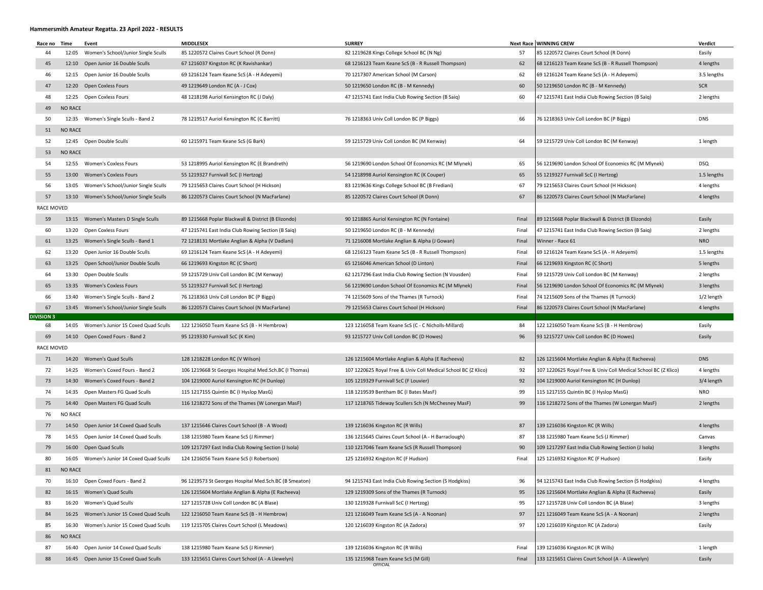**Hammersmith Amateur Regatta. 23 April 2022 - RESULTS**

| Race no | Time | Event | MIDDLESEX | SURREY | Next Race | WINNING CREW | Verdict |
|---|---|---|---|---|---|---|---|
| 44 | 12:05 | Women's School/Junior Single Sculls | 85 1220572 Claires Court School (R Donn) | 82 1219628 Kings College School BC (N Ng) | 57 | 85 1220572 Claires Court School (R Donn) | Easily |
| 45 | 12:10 | Open Junior 16 Double Sculls | 67 1216037 Kingston RC (K Ravishankar) | 68 1216123 Team Keane ScS (B - R Russell Thompson) | 62 | 68 1216123 Team Keane ScS (B - R Russell Thompson) | 4 lengths |
| 46 | 12:15 | Open Junior 16 Double Sculls | 69 1216124 Team Keane ScS (A - H Adeyemi) | 70 1217307 American School (M Carson) | 62 | 69 1216124 Team Keane ScS (A - H Adeyemi) | 3.5 lengths |
| 47 | 12:20 | Open Coxless Fours | 49 1219649 London RC (A - J Cox) | 50 1219650 London RC (B - M Kennedy) | 60 | 50 1219650 London RC (B - M Kennedy) | SCR |
| 48 | 12:25 | Open Coxless Fours | 48 1218198 Auriol Kensington RC (J Daly) | 47 1215741 East India Club Rowing Section (B Saiq) | 60 | 47 1215741 East India Club Rowing Section (B Saiq) | 2 lengths |
| 49 | NO RACE | | | | | | |
| 50 | 12:35 | Women's Single Sculls - Band 2 | 78 1219517 Auriol Kensington RC (C Barritt) | 76 1218363 Univ Coll London BC (P Biggs) | 66 | 76 1218363 Univ Coll London BC (P Biggs) | DNS |
| 51 | NO RACE | | | | | | |
| 52 | 12:45 | Open Double Sculls | 60 1215971 Team Keane ScS (G Bark) | 59 1215729 Univ Coll London BC (M Kenway) | 64 | 59 1215729 Univ Coll London BC (M Kenway) | 1 length |
| 53 | NO RACE | | | | | | |
| 54 | 12:55 | Women's Coxless Fours | 53 1218995 Auriol Kensington RC (E Brandreth) | 56 1219690 London School Of Economics RC (M Mlynek) | 65 | 56 1219690 London School Of Economics RC (M Mlynek) | DSQ |
| 55 | 13:00 | Women's Coxless Fours | 55 1219327 Furnivall ScC (I Hertzog) | 54 1218998 Auriol Kensington RC (K Couper) | 65 | 55 1219327 Furnivall ScC (I Hertzog) | 1.5 lengths |
| 56 | 13:05 | Women's School/Junior Single Sculls | 79 1215653 Claires Court School (H Hickson) | 83 1219636 Kings College School BC (B Frediani) | 67 | 79 1215653 Claires Court School (H Hickson) | 4 lengths |
| 57 | 13:10 | Women's School/Junior Single Sculls | 86 1220573 Claires Court School (N MacFarlane) | 85 1220572 Claires Court School (R Donn) | 67 | 86 1220573 Claires Court School (N MacFarlane) | 4 lengths |
| RACE MOVED | | | | | | | |
| 59 | 13:15 | Women's Masters D Single Sculls | 89 1215668 Poplar Blackwall & District (B Elizondo) | 90 1218865 Auriol Kensington RC (N Fontaine) | Final | 89 1215668 Poplar Blackwall & District (B Elizondo) | Easily |
| 60 | 13:20 | Open Coxless Fours | 47 1215741 East India Club Rowing Section (B Saiq) | 50 1219650 London RC (B - M Kennedy) | Final | 47 1215741 East India Club Rowing Section (B Saiq) | 2 lengths |
| 61 | 13:25 | Women's Single Sculls - Band 1 | 72 1218131 Mortlake Anglian & Alpha (V Dadlani) | 71 1216008 Mortlake Anglian & Alpha (J Gowan) | Final | Winner - Race 61 | NRO |
| 62 | 13:20 | Open Junior 16 Double Sculls | 69 1216124 Team Keane ScS (A - H Adeyemi) | 68 1216123 Team Keane ScS (B - R Russell Thompson) | Final | 69 1216124 Team Keane ScS (A - H Adeyemi) | 1.5 lengths |
| 63 | 13:25 | Open School/Junior Double Sculls | 66 1219693 Kingston RC (C Short) | 65 1216046 American School (D Linton) | Final | 66 1219693 Kingston RC (C Short) | 5 lengths |
| 64 | 13:30 | Open Double Sculls | 59 1215729 Univ Coll London BC (M Kenway) | 62 1217296 East India Club Rowing Section (N Vousden) | Final | 59 1215729 Univ Coll London BC (M Kenway) | 2 lengths |
| 65 | 13:35 | Women's Coxless Fours | 55 1219327 Furnivall ScC (I Hertzog) | 56 1219690 London School Of Economics RC (M Mlynek) | Final | 56 1219690 London School Of Economics RC (M Mlynek) | 3 lengths |
| 66 | 13:40 | Women's Single Sculls - Band 2 | 76 1218363 Univ Coll London BC (P Biggs) | 74 1215609 Sons of the Thames (R Turnock) | Final | 74 1215609 Sons of the Thames (R Turnock) | 1/2 length |
| 67 | 13:45 | Women's School/Junior Single Sculls | 86 1220573 Claires Court School (N MacFarlane) | 79 1215653 Claires Court School (H Hickson) | Final | 86 1220573 Claires Court School (N MacFarlane) | 4 lengths |
| DIVISION 3 | | | | | | | |
| 68 | 14:05 | Women's Junior 15 Coxed Quad Sculls | 122 1216050 Team Keane ScS (B - H Hembrow) | 123 1216058 Team Keane ScS (C - C Nicholls-Millard) | 84 | 122 1216050 Team Keane ScS (B - H Hembrow) | Easily |
| 69 | 14:10 | Open Coxed Fours - Band 2 | 95 1219330 Furnivall ScC (K Kim) | 93 1215727 Univ Coll London BC (D Howes) | 96 | 93 1215727 Univ Coll London BC (D Howes) | Easily |
| RACE MOVED | | | | | | | |
| 71 | 14:20 | Women's Quad Sculls | 128 1218228 London RC (V Wilson) | 126 1215604 Mortlake Anglian & Alpha (E Racheeva) | 82 | 126 1215604 Mortlake Anglian & Alpha (E Racheeva) | DNS |
| 72 | 14:25 | Women's Coxed Fours - Band 2 | 106 1219668 St Georges Hospital Med.Sch.BC (I Thomas) | 107 1220625 Royal Free & Univ Coll Medical School BC (Z Klico) | 92 | 107 1220625 Royal Free & Univ Coll Medical School BC (Z Klico) | 4 lengths |
| 73 | 14:30 | Women's Coxed Fours - Band 2 | 104 1219000 Auriol Kensington RC (H Dunlop) | 105 1219329 Furnivall ScC (F Louvier) | 92 | 104 1219000 Auriol Kensington RC (H Dunlop) | 3/4 length |
| 74 | 14:35 | Open Masters FG Quad Sculls | 115 1217155 Quintin BC (I Hyslop MasG) | 118 1219539 Bentham BC (I Bates MasF) | 99 | 115 1217155 Quintin BC (I Hyslop MasG) | NRO |
| 75 | 14:40 | Open Masters FG Quad Sculls | 116 1218272 Sons of the Thames (W Lonergan MasF) | 117 1218765 Tideway Scullers Sch (N McChesney MasF) | 99 | 116 1218272 Sons of the Thames (W Lonergan MasF) | 2 lengths |
| 76 | NO RACE | | | | | | |
| 77 | 14:50 | Open Junior 14 Coxed Quad Sculls | 137 1215646 Claires Court School (B - A Wood) | 139 1216036 Kingston RC (R Wills) | 87 | 139 1216036 Kingston RC (R Wills) | 4 lengths |
| 78 | 14:55 | Open Junior 14 Coxed Quad Sculls | 138 1215980 Team Keane ScS (J Rimmer) | 136 1215645 Claires Court School (A - H Barraclough) | 87 | 138 1215980 Team Keane ScS (J Rimmer) | Canvas |
| 79 | 16:00 | Open Quad Sculls | 109 1217297 East India Club Rowing Section (J Isola) | 110 1217046 Team Keane ScS (R Russell Thompson) | 90 | 109 1217297 East India Club Rowing Section (J Isola) | 3 lengths |
| 80 | 16:05 | Women's Junior 14 Coxed Quad Sculls | 124 1216056 Team Keane ScS (I Robertson) | 125 1216932 Kingston RC (F Hudson) | Final | 125 1216932 Kingston RC (F Hudson) | Easily |
| 81 | NO RACE | | | | | | |
| 70 | 16:10 | Open Coxed Fours - Band 2 | 96 1219573 St Georges Hospital Med.Sch.BC (B Smeaton) | 94 1215743 East India Club Rowing Section (S Hodgkiss) | 96 | 94 1215743 East India Club Rowing Section (S Hodgkiss) | 4 lengths |
| 82 | 16:15 | Women's Quad Sculls | 126 1215604 Mortlake Anglian & Alpha (E Racheeva) | 129 1219309 Sons of the Thames (R Turnock) | 95 | 126 1215604 Mortlake Anglian & Alpha (E Racheeva) | Easily |
| 83 | 16:20 | Women's Quad Sculls | 127 1215728 Univ Coll London BC (A Blase) | 130 1219328 Furnivall ScC (I Hertzog) | 95 | 127 1215728 Univ Coll London BC (A Blase) | 3 lengths |
| 84 | 16:25 | Women's Junior 15 Coxed Quad Sculls | 122 1216050 Team Keane ScS (B - H Hembrow) | 121 1216049 Team Keane ScS (A - A Noonan) | 97 | 121 1216049 Team Keane ScS (A - A Noonan) | 2 lengths |
| 85 | 16:30 | Women's Junior 15 Coxed Quad Sculls | 119 1215705 Claires Court School (L Meadows) | 120 1216039 Kingston RC (A Zadora) | 97 | 120 1216039 Kingston RC (A Zadora) | Easily |
| 86 | NO RACE | | | | | | |
| 87 | 16:40 | Open Junior 14 Coxed Quad Sculls | 138 1215980 Team Keane ScS (J Rimmer) | 139 1216036 Kingston RC (R Wills) | Final | 139 1216036 Kingston RC (R Wills) | 1 length |
| 88 | 16:45 | Open Junior 15 Coxed Quad Sculls | 133 1215651 Claires Court School (A - A Llewelyn) | 135 1215968 Team Keane ScS (M Gill) | Final | 133 1215651 Claires Court School (A - A Llewelyn) | Easily |

OFFICIAL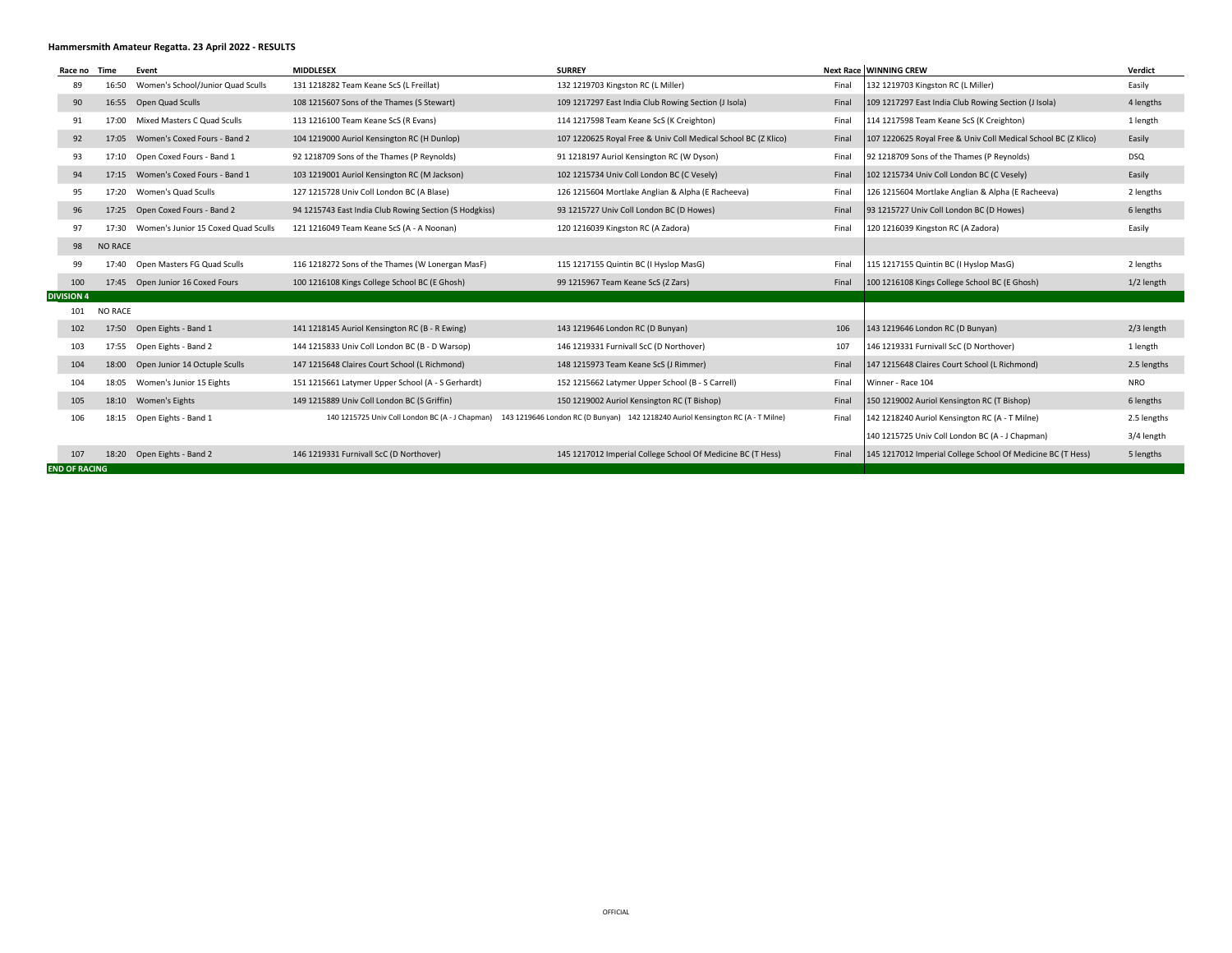# Hammersmith Amateur Regatta. 23 April 2022 - RESULTS

| Race no | Time | Event | MIDDLESEX | SURREY | Next Race | WINNING CREW | Verdict |
|---|---|---|---|---|---|---|---|
| 89 | 16:50 | Women's School/Junior Quad Sculls | 131 1218282 Team Keane ScS (L Freillat) | 132 1219703 Kingston RC (L Miller) | Final | 132 1219703 Kingston RC (L Miller) | Easily |
| 90 | 16:55 | Open Quad Sculls | 108 1215607 Sons of the Thames (S Stewart) | 109 1217297 East India Club Rowing Section (J Isola) | Final | 109 1217297 East India Club Rowing Section (J Isola) | 4 lengths |
| 91 | 17:00 | Mixed Masters C Quad Sculls | 113 1216100 Team Keane ScS (R Evans) | 114 1217598 Team Keane ScS (K Creighton) | Final | 114 1217598 Team Keane ScS (K Creighton) | 1 length |
| 92 | 17:05 | Women's Coxed Fours - Band 2 | 104 1219000 Auriol Kensington RC (H Dunlop) | 107 1220625 Royal Free & Univ Coll Medical School BC (Z Klico) | Final | 107 1220625 Royal Free & Univ Coll Medical School BC (Z Klico) | Easily |
| 93 | 17:10 | Open Coxed Fours - Band 1 | 92 1218709 Sons of the Thames (P Reynolds) | 91 1218197 Auriol Kensington RC (W Dyson) | Final | 92 1218709 Sons of the Thames (P Reynolds) | DSQ |
| 94 | 17:15 | Women's Coxed Fours - Band 1 | 103 1219001 Auriol Kensington RC (M Jackson) | 102 1215734 Univ Coll London BC (C Vesely) | Final | 102 1215734 Univ Coll London BC (C Vesely) | Easily |
| 95 | 17:20 | Women's Quad Sculls | 127 1215728 Univ Coll London BC (A Blase) | 126 1215604 Mortlake Anglian & Alpha (E Racheeva) | Final | 126 1215604 Mortlake Anglian & Alpha (E Racheeva) | 2 lengths |
| 96 | 17:25 | Open Coxed Fours - Band 2 | 94 1215743 East India Club Rowing Section (S Hodgkiss) | 93 1215727 Univ Coll London BC (D Howes) | Final | 93 1215727 Univ Coll London BC (D Howes) | 6 lengths |
| 97 | 17:30 | Women's Junior 15 Coxed Quad Sculls | 121 1216049 Team Keane ScS (A - A Noonan) | 120 1216039 Kingston RC (A Zadora) | Final | 120 1216039 Kingston RC (A Zadora) | Easily |
| 98 | NO RACE | | | | | | |
| 99 | 17:40 | Open Masters FG Quad Sculls | 116 1218272 Sons of the Thames (W Lonergan MasF) | 115 1217155 Quintin BC (I Hyslop MasG) | Final | 115 1217155 Quintin BC (I Hyslop MasG) | 2 lengths |
| 100 | 17:45 | Open Junior 16 Coxed Fours | 100 1216108 Kings College School BC (E Ghosh) | 99 1215967 Team Keane ScS (Z Zars) | Final | 100 1216108 Kings College School BC (E Ghosh) | 1/2 length |
| **DIVISION 4** | | | | | | | |
| 101 | NO RACE | | | | | | |
| 102 | 17:50 | Open Eights - Band 1 | 141 1218145 Auriol Kensington RC (B - R Ewing) | 143 1219646 London RC (D Bunyan) | 106 | 143 1219646 London RC (D Bunyan) | 2/3 length |
| 103 | 17:55 | Open Eights - Band 2 | 144 1215833 Univ Coll London BC (B - D Warsop) | 146 1219331 Furnivall ScC (D Northover) | 107 | 146 1219331 Furnivall ScC (D Northover) | 1 length |
| 104 | 18:00 | Open Junior 14 Octuple Sculls | 147 1215648 Claires Court School (L Richmond) | 148 1215973 Team Keane ScS (J Rimmer) | Final | 147 1215648 Claires Court School (L Richmond) | 2.5 lengths |
| 104 | 18:05 | Women's Junior 15 Eights | 151 1215661 Latymer Upper School (A - S Gerhardt) | 152 1215662 Latymer Upper School (B - S Carrell) | Final | Winner - Race 104 | NRO |
| 105 | 18:10 | Women's Eights | 149 1215889 Univ Coll London BC (S Griffin) | 150 1219002 Auriol Kensington RC (T Bishop) | Final | 150 1219002 Auriol Kensington RC (T Bishop) | 6 lengths |
| 106 | 18:15 | Open Eights - Band 1 | 140 1215725 Univ Coll London BC (A - J Chapman) | 143 1219646 London RC (D Bunyan) 142 1218240 Auriol Kensington RC (A - T Milne) | Final | 142 1218240 Auriol Kensington RC (A - T Milne) | 2.5 lengths |
| | | | | | | 140 1215725 Univ Coll London BC (A - J Chapman) | 3/4 length |
| 107 | 18:20 | Open Eights - Band 2 | 146 1219331 Furnivall ScC (D Northover) | 145 1217012 Imperial College School Of Medicine BC (T Hess) | Final | 145 1217012 Imperial College School Of Medicine BC (T Hess) | 5 lengths |
| **END OF RACING** | | | | | | | |

OFFICIAL